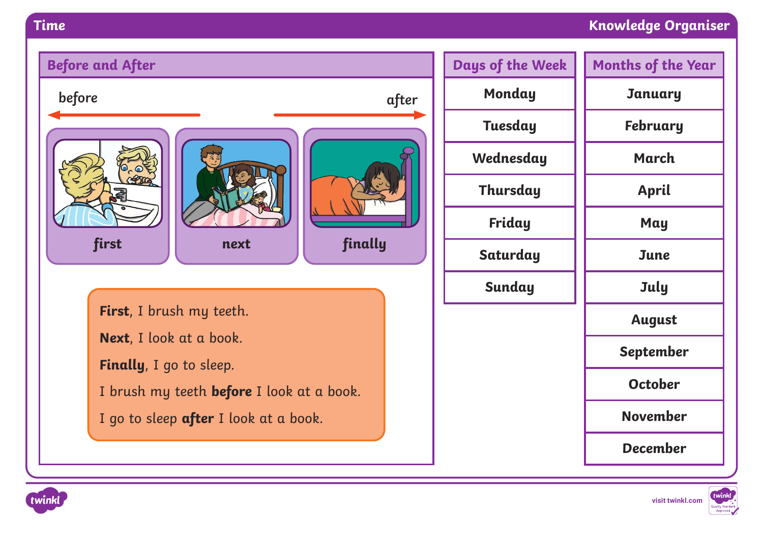# Time

Knowledge Organiser

## Before and After

before ← → after

first | next | finally

**First**, I brush my teeth.

**Next**, I look at a book.

**Finally**, I go to sleep.

I brush my teeth **before** I look at a book.

I go to sleep **after** I look at a book.

## Days of the Week

| Days of the Week |
| --- |
| Monday |
| Tuesday |
| Wednesday |
| Thursday |
| Friday |
| Saturday |
| Sunday |

## Months of the Year

| Months of the Year |
| --- |
| January |
| February |
| March |
| April |
| May |
| June |
| July |
| August |
| September |
| October |
| November |
| December |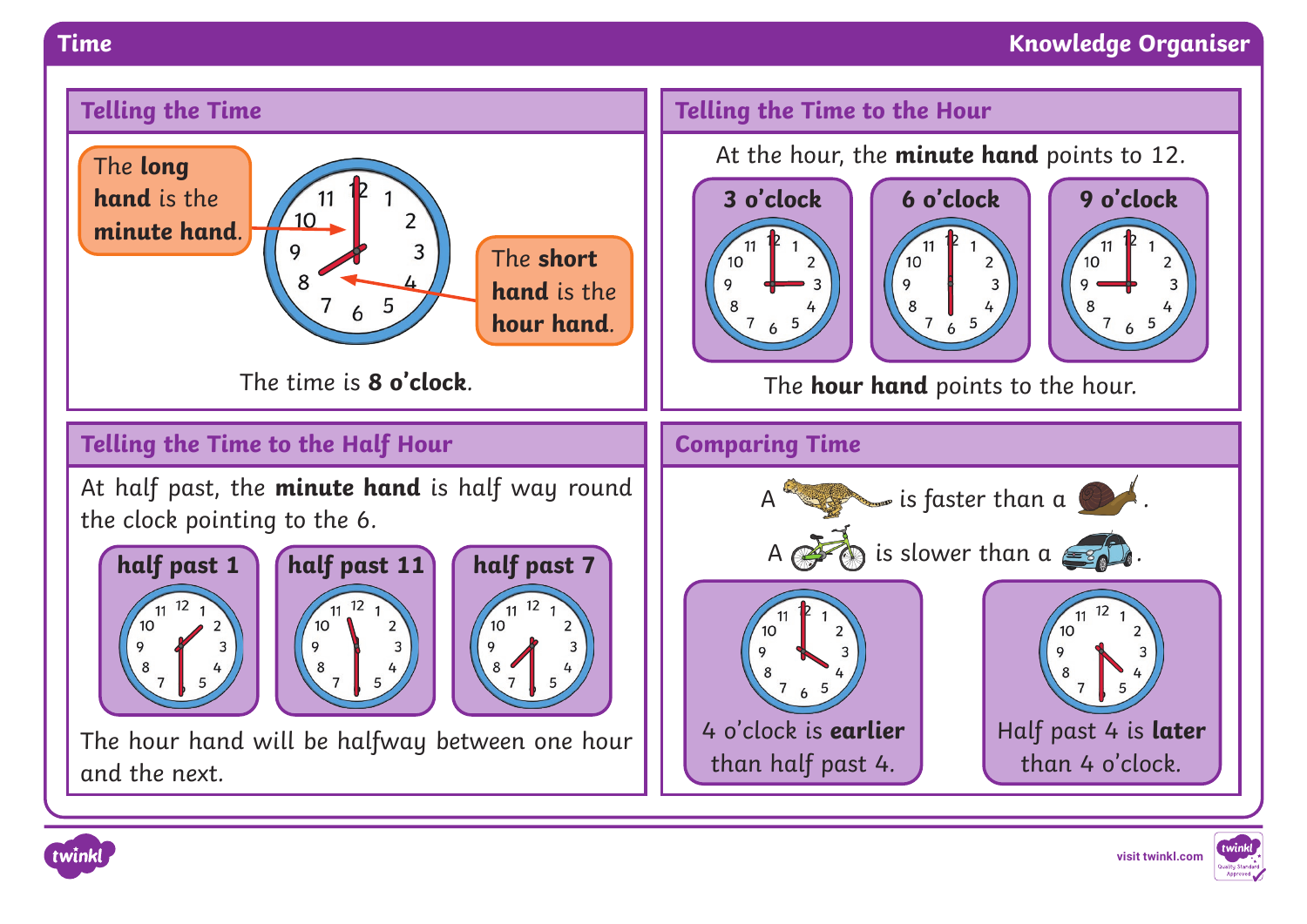# Time

Knowledge Organiser

## Telling the Time

The **long hand** is the **minute hand**.

The **short hand** is the **hour hand**.

The time is **8 o'clock**.

## Telling the Time to the Hour

At the hour, the **minute hand** points to 12.

**3 o'clock** **6 o'clock** **9 o'clock**

The **hour hand** points to the hour.

## Telling the Time to the Half Hour

At half past, the **minute hand** is half way round the clock pointing to the 6.

**half past 1** **half past 11** **half past 7**

The hour hand will be halfway between one hour and the next.

## Comparing Time

A cheetah is faster than a snail.

A bicycle is slower than a car.

4 o'clock is **earlier** than half past 4.

Half past 4 is **later** than 4 o'clock.